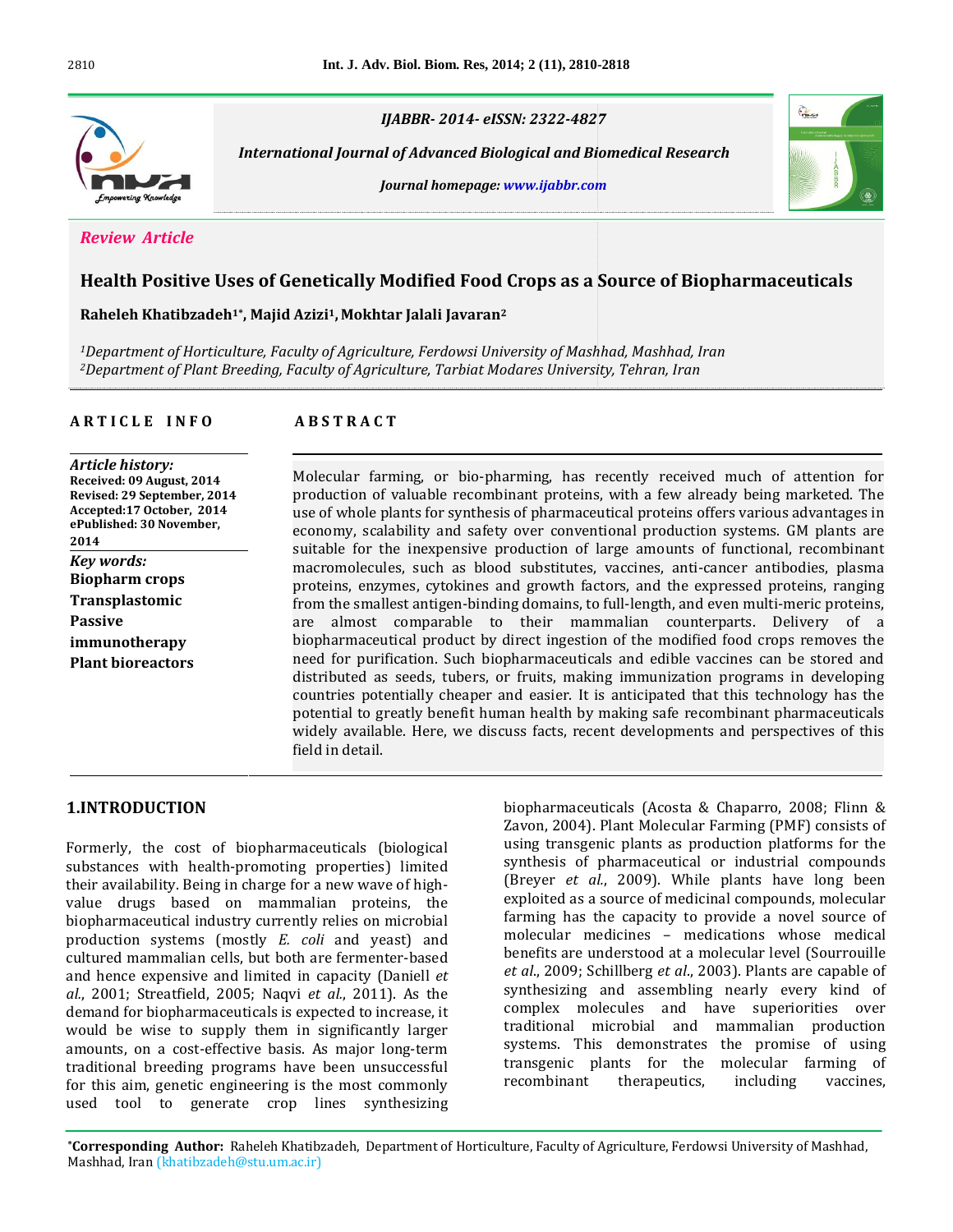IJABBR- 2014- eISSN: 2322-4827

*International Journal of Advanced Biological and Biomedical Research*

*Journal homepage: www.ijabbr.com*

*Review Article*

# Health Positive Uses of Genetically Modified Food Crops as a Source of Biopharmaceuticals

**Raheleh Khatibzadeh[1*], Majid Azizi[1], Mokhtar Jalali Javaran[2]**

*[1]Department of Horticulture, Faculty of Agriculture, Ferdowsi University of Mashhad, Mashhad, Iran*
*[2]Department of Plant Breeding, Faculty of Agriculture, Tarbiat Modares University, Tehran, Iran*

## ARTICLE INFO

*Article history:*
**Received: 09 August, 2014**
**Revised: 29 September, 2014**
**Accepted:17 October, 2014**
**ePublished: 30 November, 2014**

*Key words:*
**Biopharm crops**
**Transplastomic**
**Passive immunotherapy**
**Plant bioreactors**

## ABSTRACT

Molecular farming, or bio-pharming, has recently received much of attention for production of valuable recombinant proteins, with a few already being marketed. The use of whole plants for synthesis of pharmaceutical proteins offers various advantages in economy, scalability and safety over conventional production systems. GM plants are suitable for the inexpensive production of large amounts of functional, recombinant macromolecules, such as blood substitutes, vaccines, anti-cancer antibodies, plasma proteins, enzymes, cytokines and growth factors, and the expressed proteins, ranging from the smallest antigen-binding domains, to full-length, and even multi-meric proteins, are almost comparable to their mammalian counterparts. Delivery of a biopharmaceutical product by direct ingestion of the modified food crops removes the need for purification. Such biopharmaceuticals and edible vaccines can be stored and distributed as seeds, tubers, or fruits, making immunization programs in developing countries potentially cheaper and easier. It is anticipated that this technology has the potential to greatly benefit human health by making safe recombinant pharmaceuticals widely available. Here, we discuss facts, recent developments and perspectives of this field in detail.

## 1.INTRODUCTION

Formerly, the cost of biopharmaceuticals (biological substances with health-promoting properties) limited their availability. Being in charge for a new wave of high-value drugs based on mammalian proteins, the biopharmaceutical industry currently relies on microbial production systems (mostly *E. coli* and yeast) and cultured mammalian cells, but both are fermenter-based and hence expensive and limited in capacity (Daniell *et al.*, 2001; Streatfield, 2005; Naqvi *et al.*, 2011). As the demand for biopharmaceuticals is expected to increase, it would be wise to supply them in significantly larger amounts, on a cost-effective basis. As major long-term traditional breeding programs have been unsuccessful for this aim, genetic engineering is the most commonly used tool to generate crop lines synthesizing biopharmaceuticals (Acosta & Chaparro, 2008; Flinn & Zavon, 2004). Plant Molecular Farming (PMF) consists of using transgenic plants as production platforms for the synthesis of pharmaceutical or industrial compounds (Breyer *et al.*, 2009). While plants have long been exploited as a source of medicinal compounds, molecular farming has the capacity to provide a novel source of molecular medicines – medications whose medical benefits are understood at a molecular level (Sourrouille *et al.*, 2009; Schillberg *et al.*, 2003). Plants are capable of synthesizing and assembling nearly every kind of complex molecules and have superiorities over traditional microbial and mammalian production systems. This demonstrates the promise of using transgenic plants for the molecular farming of recombinant therapeutics, including vaccines,

*Corresponding Author:** Raheleh Khatibzadeh, Department of Horticulture, Faculty of Agriculture, Ferdowsi University of Mashhad, Mashhad, Iran (khatibzadeh@stu.um.ac.ir)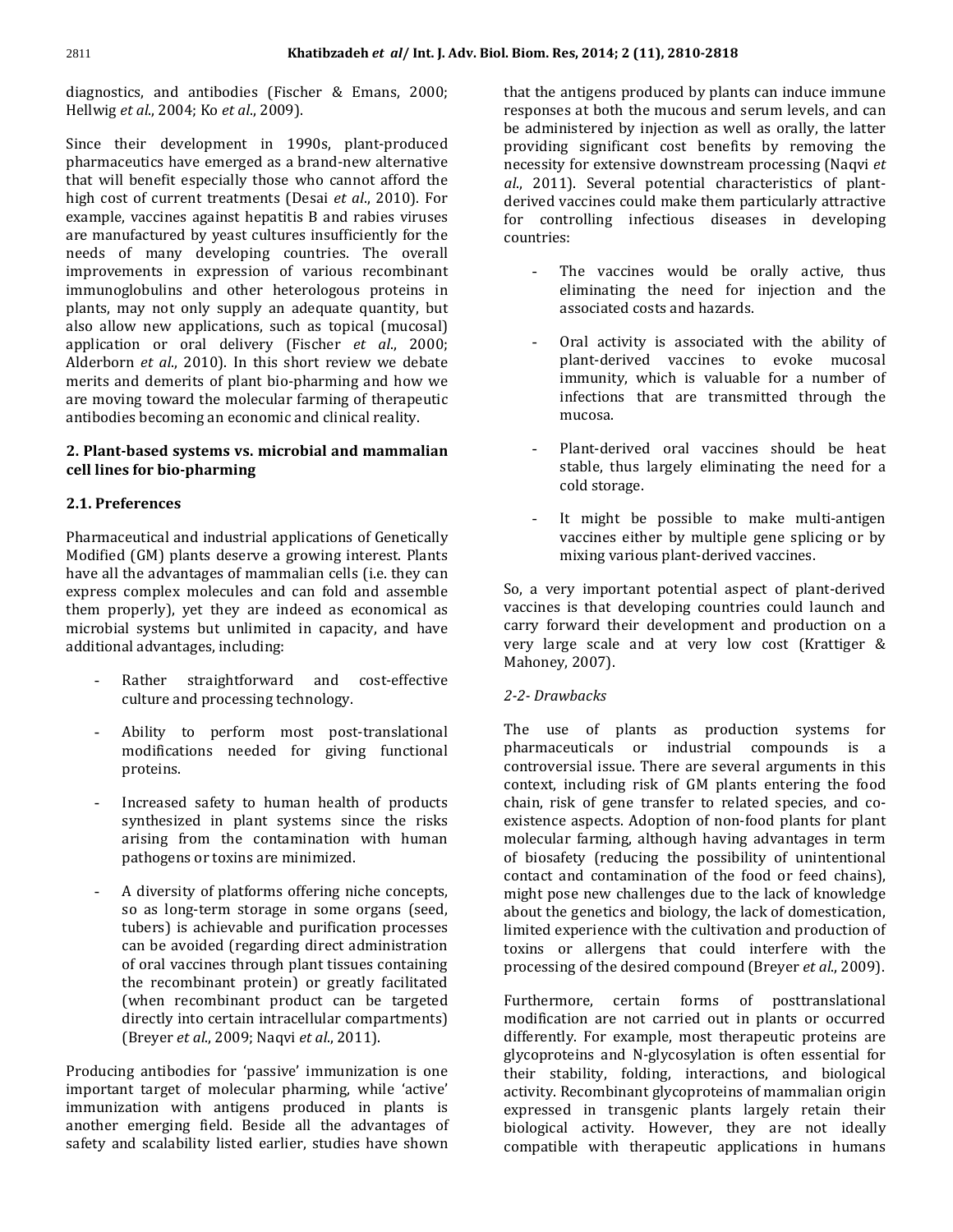diagnostics, and antibodies (Fischer & Emans, 2000; Hellwig *et al*., 2004; Ko *et al*., 2009).

Since their development in 1990s, plant-produced pharmaceutics have emerged as a brand-new alternative that will benefit especially those who cannot afford the high cost of current treatments (Desai *et al*., 2010). For example, vaccines against hepatitis B and rabies viruses are manufactured by yeast cultures insufficiently for the needs of many developing countries. The overall improvements in expression of various recombinant immunoglobulins and other heterologous proteins in plants, may not only supply an adequate quantity, but also allow new applications, such as topical (mucosal) application or oral delivery (Fischer *et al*., 2000; Alderborn *et al*., 2010). In this short review we debate merits and demerits of plant bio-pharming and how we are moving toward the molecular farming of therapeutic antibodies becoming an economic and clinical reality.

## 2. Plant-based systems vs. microbial and mammalian cell lines for bio-pharming

### 2.1. Preferences

Pharmaceutical and industrial applications of Genetically Modified (GM) plants deserve a growing interest. Plants have all the advantages of mammalian cells (i.e. they can express complex molecules and can fold and assemble them properly), yet they are indeed as economical as microbial systems but unlimited in capacity, and have additional advantages, including:

- Rather straightforward and cost-effective culture and processing technology.
- Ability to perform most post-translational modifications needed for giving functional proteins.
- Increased safety to human health of products synthesized in plant systems since the risks arising from the contamination with human pathogens or toxins are minimized.
- A diversity of platforms offering niche concepts, so as long-term storage in some organs (seed, tubers) is achievable and purification processes can be avoided (regarding direct administration of oral vaccines through plant tissues containing the recombinant protein) or greatly facilitated (when recombinant product can be targeted directly into certain intracellular compartments) (Breyer *et al*., 2009; Naqvi *et al*., 2011).

Producing antibodies for 'passive' immunization is one important target of molecular pharming, while 'active' immunization with antigens produced in plants is another emerging field. Beside all the advantages of safety and scalability listed earlier, studies have shown that the antigens produced by plants can induce immune responses at both the mucous and serum levels, and can be administered by injection as well as orally, the latter providing significant cost benefits by removing the necessity for extensive downstream processing (Naqvi *et al*., 2011). Several potential characteristics of plant-derived vaccines could make them particularly attractive for controlling infectious diseases in developing countries:

- The vaccines would be orally active, thus eliminating the need for injection and the associated costs and hazards.
- Oral activity is associated with the ability of plant-derived vaccines to evoke mucosal immunity, which is valuable for a number of infections that are transmitted through the mucosa.
- Plant-derived oral vaccines should be heat stable, thus largely eliminating the need for a cold storage.
- It might be possible to make multi-antigen vaccines either by multiple gene splicing or by mixing various plant-derived vaccines.

So, a very important potential aspect of plant-derived vaccines is that developing countries could launch and carry forward their development and production on a very large scale and at very low cost (Krattiger & Mahoney, 2007).

### *2-2- Drawbacks*

The use of plants as production systems for pharmaceuticals or industrial compounds is a controversial issue. There are several arguments in this context, including risk of GM plants entering the food chain, risk of gene transfer to related species, and co-existence aspects. Adoption of non-food plants for plant molecular farming, although having advantages in term of biosafety (reducing the possibility of unintentional contact and contamination of the food or feed chains), might pose new challenges due to the lack of knowledge about the genetics and biology, the lack of domestication, limited experience with the cultivation and production of toxins or allergens that could interfere with the processing of the desired compound (Breyer *et al*., 2009).

Furthermore, certain forms of posttranslational modification are not carried out in plants or occurred differently. For example, most therapeutic proteins are glycoproteins and N-glycosylation is often essential for their stability, folding, interactions, and biological activity. Recombinant glycoproteins of mammalian origin expressed in transgenic plants largely retain their biological activity. However, they are not ideally compatible with therapeutic applications in humans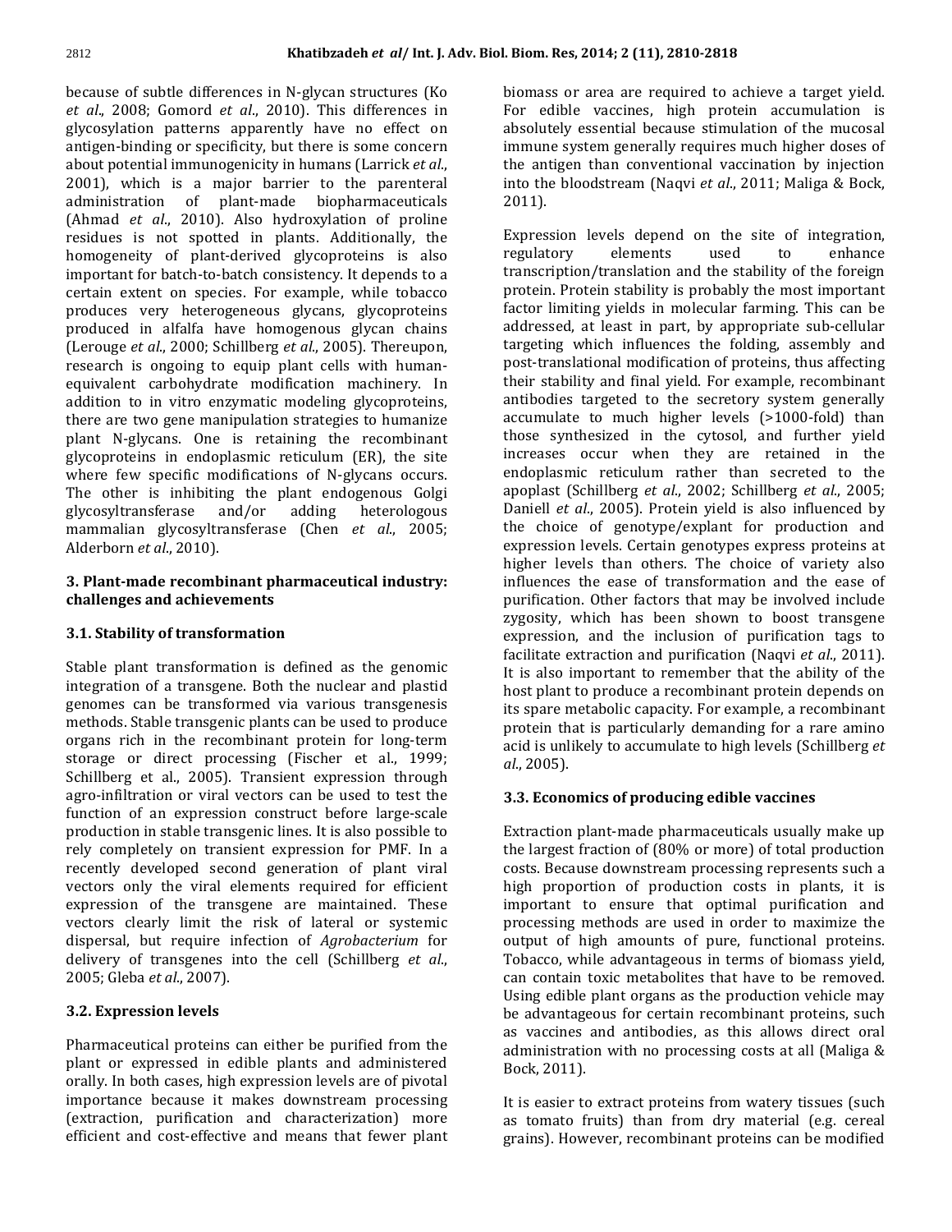because of subtle differences in N-glycan structures (Ko *et al*., 2008; Gomord *et al*., 2010). This differences in glycosylation patterns apparently have no effect on antigen-binding or specificity, but there is some concern about potential immunogenicity in humans (Larrick *et al*., 2001), which is a major barrier to the parenteral administration of plant-made biopharmaceuticals (Ahmad *et al*., 2010). Also hydroxylation of proline residues is not spotted in plants. Additionally, the homogeneity of plant-derived glycoproteins is also important for batch-to-batch consistency. It depends to a certain extent on species. For example, while tobacco produces very heterogeneous glycans, glycoproteins produced in alfalfa have homogenous glycan chains (Lerouge *et al*., 2000; Schillberg *et al*., 2005). Thereupon, research is ongoing to equip plant cells with human-equivalent carbohydrate modification machinery. In addition to in vitro enzymatic modeling glycoproteins, there are two gene manipulation strategies to humanize plant N-glycans. One is retaining the recombinant glycoproteins in endoplasmic reticulum (ER), the site where few specific modifications of N-glycans occurs. The other is inhibiting the plant endogenous Golgi glycosyltransferase and/or adding heterologous mammalian glycosyltransferase (Chen *et al*., 2005; Alderborn *et al*., 2010).

## 3. Plant-made recombinant pharmaceutical industry: challenges and achievements

### 3.1. Stability of transformation

Stable plant transformation is defined as the genomic integration of a transgene. Both the nuclear and plastid genomes can be transformed via various transgenesis methods. Stable transgenic plants can be used to produce organs rich in the recombinant protein for long-term storage or direct processing (Fischer et al., 1999; Schillberg et al., 2005). Transient expression through agro-infiltration or viral vectors can be used to test the function of an expression construct before large-scale production in stable transgenic lines. It is also possible to rely completely on transient expression for PMF. In a recently developed second generation of plant viral vectors only the viral elements required for efficient expression of the transgene are maintained. These vectors clearly limit the risk of lateral or systemic dispersal, but require infection of *Agrobacterium* for delivery of transgenes into the cell (Schillberg *et al*., 2005; Gleba *et al*., 2007).

### 3.2. Expression levels

Pharmaceutical proteins can either be purified from the plant or expressed in edible plants and administered orally. In both cases, high expression levels are of pivotal importance because it makes downstream processing (extraction, purification and characterization) more efficient and cost-effective and means that fewer plant biomass or area are required to achieve a target yield. For edible vaccines, high protein accumulation is absolutely essential because stimulation of the mucosal immune system generally requires much higher doses of the antigen than conventional vaccination by injection into the bloodstream (Naqvi *et al*., 2011; Maliga & Bock, 2011).

Expression levels depend on the site of integration, regulatory elements used to enhance transcription/translation and the stability of the foreign protein. Protein stability is probably the most important factor limiting yields in molecular farming. This can be addressed, at least in part, by appropriate sub-cellular targeting which influences the folding, assembly and post-translational modification of proteins, thus affecting their stability and final yield. For example, recombinant antibodies targeted to the secretory system generally accumulate to much higher levels (>1000-fold) than those synthesized in the cytosol, and further yield increases occur when they are retained in the endoplasmic reticulum rather than secreted to the apoplast (Schillberg *et al*., 2002; Schillberg *et al*., 2005; Daniell *et al*., 2005). Protein yield is also influenced by the choice of genotype/explant for production and expression levels. Certain genotypes express proteins at higher levels than others. The choice of variety also influences the ease of transformation and the ease of purification. Other factors that may be involved include zygosity, which has been shown to boost transgene expression, and the inclusion of purification tags to facilitate extraction and purification (Naqvi *et al*., 2011). It is also important to remember that the ability of the host plant to produce a recombinant protein depends on its spare metabolic capacity. For example, a recombinant protein that is particularly demanding for a rare amino acid is unlikely to accumulate to high levels (Schillberg *et al*., 2005).

### 3.3. Economics of producing edible vaccines

Extraction plant-made pharmaceuticals usually make up the largest fraction of (80% or more) of total production costs. Because downstream processing represents such a high proportion of production costs in plants, it is important to ensure that optimal purification and processing methods are used in order to maximize the output of high amounts of pure, functional proteins. Tobacco, while advantageous in terms of biomass yield, can contain toxic metabolites that have to be removed. Using edible plant organs as the production vehicle may be advantageous for certain recombinant proteins, such as vaccines and antibodies, as this allows direct oral administration with no processing costs at all (Maliga & Bock, 2011).

It is easier to extract proteins from watery tissues (such as tomato fruits) than from dry material (e.g. cereal grains). However, recombinant proteins can be modified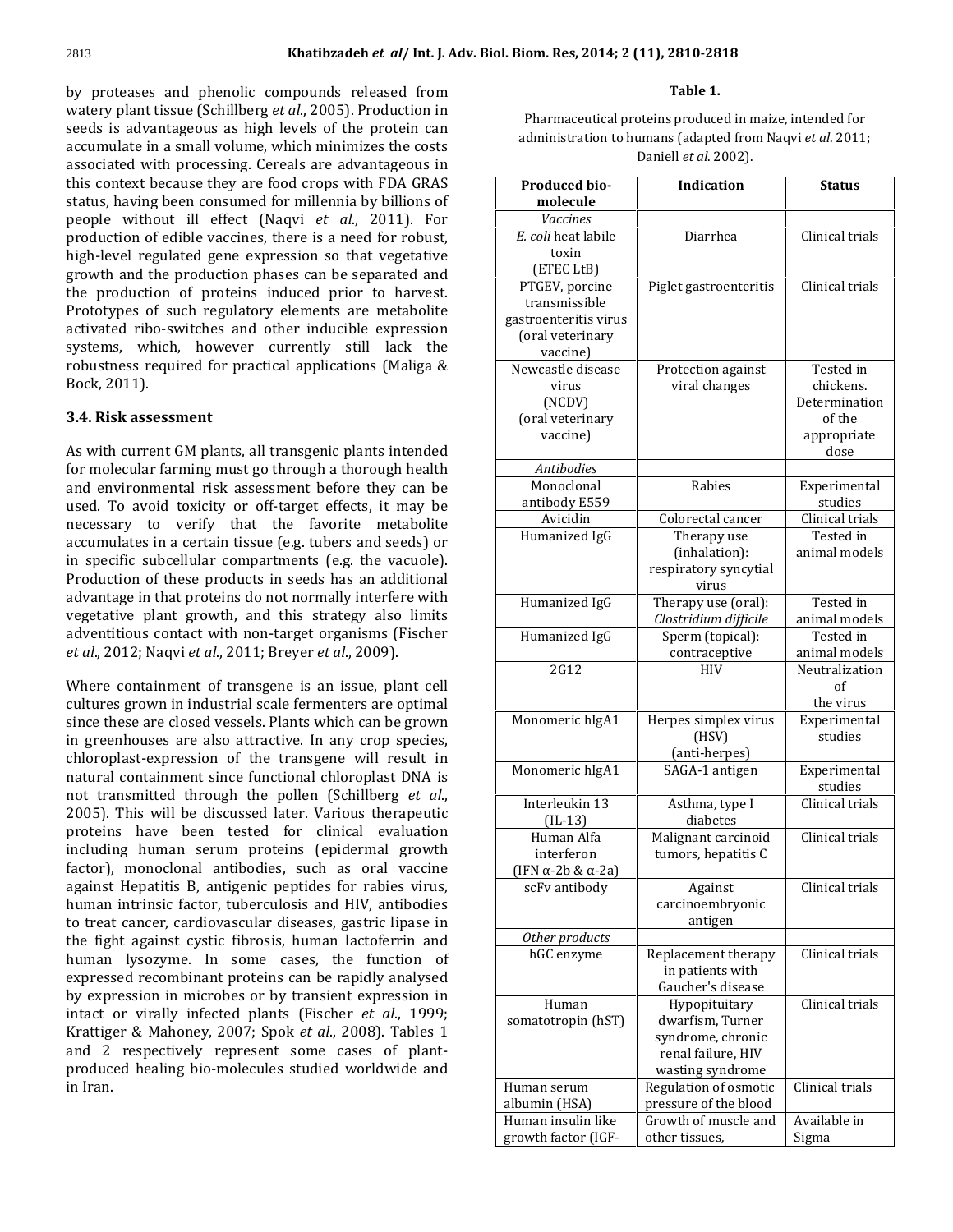by proteases and phenolic compounds released from watery plant tissue (Schillberg *et al*., 2005). Production in seeds is advantageous as high levels of the protein can accumulate in a small volume, which minimizes the costs associated with processing. Cereals are advantageous in this context because they are food crops with FDA GRAS status, having been consumed for millennia by billions of people without ill effect (Naqvi *et al*., 2011). For production of edible vaccines, there is a need for robust, high-level regulated gene expression so that vegetative growth and the production phases can be separated and the production of proteins induced prior to harvest. Prototypes of such regulatory elements are metabolite activated ribo-switches and other inducible expression systems, which, however currently still lack the robustness required for practical applications (Maliga & Bock, 2011).

### 3.4. Risk assessment

As with current GM plants, all transgenic plants intended for molecular farming must go through a thorough health and environmental risk assessment before they can be used. To avoid toxicity or off-target effects, it may be necessary to verify that the favorite metabolite accumulates in a certain tissue (e.g. tubers and seeds) or in specific subcellular compartments (e.g. the vacuole). Production of these products in seeds has an additional advantage in that proteins do not normally interfere with vegetative plant growth, and this strategy also limits adventitious contact with non-target organisms (Fischer *et al*., 2012; Naqvi *et al*., 2011; Breyer *et al*., 2009).

Where containment of transgene is an issue, plant cell cultures grown in industrial scale fermenters are optimal since these are closed vessels. Plants which can be grown in greenhouses are also attractive. In any crop species, chloroplast-expression of the transgene will result in natural containment since functional chloroplast DNA is not transmitted through the pollen (Schillberg *et al*., 2005). This will be discussed later. Various therapeutic proteins have been tested for clinical evaluation including human serum proteins (epidermal growth factor), monoclonal antibodies, such as oral vaccine against Hepatitis B, antigenic peptides for rabies virus, human intrinsic factor, tuberculosis and HIV, antibodies to treat cancer, cardiovascular diseases, gastric lipase in the fight against cystic fibrosis, human lactoferrin and human lysozyme. In some cases, the function of expressed recombinant proteins can be rapidly analysed by expression in microbes or by transient expression in intact or virally infected plants (Fischer *et al*., 1999; Krattiger & Mahoney, 2007; Spok *et al*., 2008). Tables 1 and 2 respectively represent some cases of plant-produced healing bio-molecules studied worldwide and in Iran.

**Table 1.**

Pharmaceutical proteins produced in maize, intended for administration to humans (adapted from Naqvi *et al*. 2011; Daniell *et al*. 2002).

| Produced bio-molecule | Indication | Status |
|---|---|---|
| *Vaccines* | | |
| *E. coli* heat labile toxin (ETEC LtB) | Diarrhea | Clinical trials |
| PTGEV, porcine transmissible gastroenteritis virus (oral veterinary vaccine) | Piglet gastroenteritis | Clinical trials |
| Newcastle disease virus (NCDV) (oral veterinary vaccine) | Protection against viral changes | Tested in chickens. Determination of the appropriate dose |
| *Antibodies* | | |
| Monoclonal antibody E559 | Rabies | Experimental studies |
| Avicidin | Colorectal cancer | Clinical trials |
| Humanized IgG | Therapy use (inhalation): respiratory syncytial virus | Tested in animal models |
| Humanized IgG | Therapy use (oral): *Clostridium difficile* | Tested in animal models |
| Humanized IgG | Sperm (topical): contraceptive | Tested in animal models |
| 2G12 | HIV | Neutralization of the virus |
| Monomeric hIgA1 | Herpes simplex virus (HSV) (anti-herpes) | Experimental studies |
| Monomeric hIgA1 | SAGA-1 antigen | Experimental studies |
| Interleukin 13 (IL-13) | Asthma, type I diabetes | Clinical trials |
| Human Alfa interferon (IFN α-2b & α-2a) | Malignant carcinoid tumors, hepatitis C | Clinical trials |
| scFv antibody | Against carcinoembryonic antigen | Clinical trials |
| *Other products* | | |
| hGC enzyme | Replacement therapy in patients with Gaucher's disease | Clinical trials |
| Human somatotropin (hST) | Hypopituitary dwarfism, Turner syndrome, chronic renal failure, HIV wasting syndrome | Clinical trials |
| Human serum albumin (HSA) | Regulation of osmotic pressure of the blood | Clinical trials |
| Human insulin like growth factor (IGF- | Growth of muscle and other tissues, | Available in Sigma |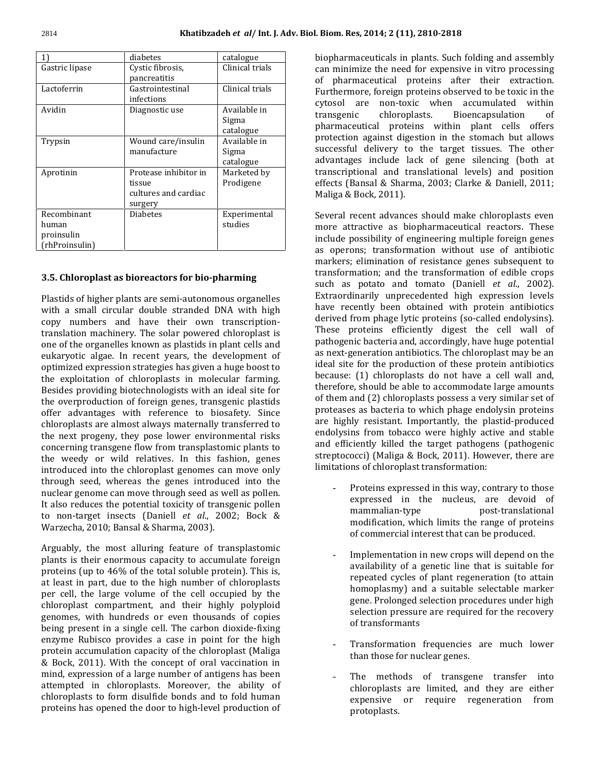| 1) | diabetes | catalogue |
|---|---|---|
| Gastric lipase | Cystic fibrosis, pancreatitis | Clinical trials |
| Lactoferrin | Gastrointestinal infections | Clinical trials |
| Avidin | Diagnostic use | Available in Sigma catalogue |
| Trypsin | Wound care/insulin manufacture | Available in Sigma catalogue |
| Aprotinin | Protease inhibitor in tissue cultures and cardiac surgery | Marketed by Prodigene |
| Recombinant human proinsulin (rhProinsulin) | Diabetes | Experimental studies |

### 3.5. Chloroplast as bioreactors for bio-pharming

Plastids of higher plants are semi-autonomous organelles with a small circular double stranded DNA with high copy numbers and have their own transcription-translation machinery. The solar powered chloroplast is one of the organelles known as plastids in plant cells and eukaryotic algae. In recent years, the development of optimized expression strategies has given a huge boost to the exploitation of chloroplasts in molecular farming. Besides providing biotechnologists with an ideal site for the overproduction of foreign genes, transgenic plastids offer advantages with reference to biosafety. Since chloroplasts are almost always maternally transferred to the next progeny, they pose lower environmental risks concerning transgene flow from transplastomic plants to the weedy or wild relatives. In this fashion, genes introduced into the chloroplast genomes can move only through seed, whereas the genes introduced into the nuclear genome can move through seed as well as pollen. It also reduces the potential toxicity of transgenic pollen to non-target insects (Daniell *et al*., 2002; Bock & Warzecha, 2010; Bansal & Sharma, 2003).

Arguably, the most alluring feature of transplastomic plants is their enormous capacity to accumulate foreign proteins (up to 46% of the total soluble protein). This is, at least in part, due to the high number of chloroplasts per cell, the large volume of the cell occupied by the chloroplast compartment, and their highly polyploid genomes, with hundreds or even thousands of copies being present in a single cell. The carbon dioxide-fixing enzyme Rubisco provides a case in point for the high protein accumulation capacity of the chloroplast (Maliga & Bock, 2011). With the concept of oral vaccination in mind, expression of a large number of antigens has been attempted in chloroplasts. Moreover, the ability of chloroplasts to form disulfide bonds and to fold human proteins has opened the door to high-level production of biopharmaceuticals in plants. Such folding and assembly can minimize the need for expensive in vitro processing of pharmaceutical proteins after their extraction. Furthermore, foreign proteins observed to be toxic in the cytosol are non-toxic when accumulated within transgenic chloroplasts. Bioencapsulation of pharmaceutical proteins within plant cells offers protection against digestion in the stomach but allows successful delivery to the target tissues. The other advantages include lack of gene silencing (both at transcriptional and translational levels) and position effects (Bansal & Sharma, 2003; Clarke & Daniell, 2011; Maliga & Bock, 2011).

Several recent advances should make chloroplasts even more attractive as biopharmaceutical reactors. These include possibility of engineering multiple foreign genes as operons; transformation without use of antibiotic markers; elimination of resistance genes subsequent to transformation; and the transformation of edible crops such as potato and tomato (Daniell *et al*., 2002). Extraordinarily unprecedented high expression levels have recently been obtained with protein antibiotics derived from phage lytic proteins (so-called endolysins). These proteins efficiently digest the cell wall of pathogenic bacteria and, accordingly, have huge potential as next-generation antibiotics. The chloroplast may be an ideal site for the production of these protein antibiotics because: (1) chloroplasts do not have a cell wall and, therefore, should be able to accommodate large amounts of them and (2) chloroplasts possess a very similar set of proteases as bacteria to which phage endolysin proteins are highly resistant. Importantly, the plastid-produced endolysins from tobacco were highly active and stable and efficiently killed the target pathogens (pathogenic streptococci) (Maliga & Bock, 2011). However, there are limitations of chloroplast transformation:

- Proteins expressed in this way, contrary to those expressed in the nucleus, are devoid of mammalian-type post-translational modification, which limits the range of proteins of commercial interest that can be produced.
- Implementation in new crops will depend on the availability of a genetic line that is suitable for repeated cycles of plant regeneration (to attain homoplasmy) and a suitable selectable marker gene. Prolonged selection procedures under high selection pressure are required for the recovery of transformants
- Transformation frequencies are much lower than those for nuclear genes.
- The methods of transgene transfer into chloroplasts are limited, and they are either expensive or require regeneration from protoplasts.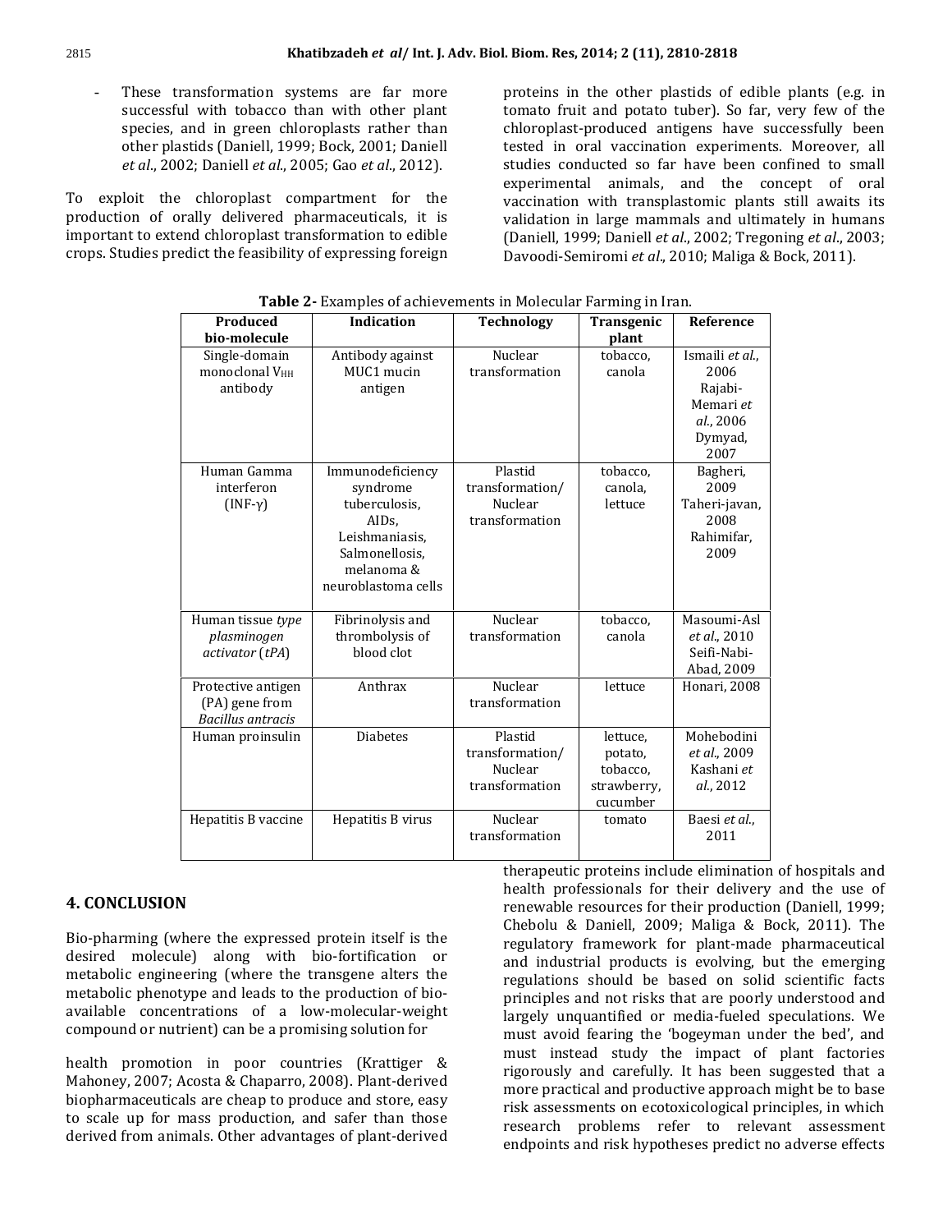- These transformation systems are far more successful with tobacco than with other plant species, and in green chloroplasts rather than other plastids (Daniell, 1999; Bock, 2001; Daniell *et al*., 2002; Daniell *et al*., 2005; Gao *et al*., 2012).

To exploit the chloroplast compartment for the production of orally delivered pharmaceuticals, it is important to extend chloroplast transformation to edible crops. Studies predict the feasibility of expressing foreign proteins in the other plastids of edible plants (e.g. in tomato fruit and potato tuber). So far, very few of the chloroplast-produced antigens have successfully been tested in oral vaccination experiments. Moreover, all studies conducted so far have been confined to small experimental animals, and the concept of oral vaccination with transplastomic plants still awaits its validation in large mammals and ultimately in humans (Daniell, 1999; Daniell *et al*., 2002; Tregoning *et al*., 2003; Davoodi-Semiromi *et al*., 2010; Maliga & Bock, 2011).

**Table 2-** Examples of achievements in Molecular Farming in Iran.

| Produced bio-molecule | Indication | Technology | Transgenic plant | Reference |
|---|---|---|---|---|
| Single-domain monoclonal $V_{HH}$ antibody | Antibody against MUC1 mucin antigen | Nuclear transformation | tobacco, canola | Ismaili *et al*., 2006 Rajabi-Memari *et al*., 2006 Dymyad, 2007 |
| Human Gamma interferon (INF-γ) | Immunodeficiency syndrome tuberculosis, AIDs, Leishmaniasis, Salmonellosis, melanoma & neuroblastoma cells | Plastid transformation/ Nuclear transformation | tobacco, canola, lettuce | Bagheri, 2009 Taheri-javan, 2008 Rahimifar, 2009 |
| Human tissue *type plasminogen activator* (*tPA*) | Fibrinolysis and thrombolysis of blood clot | Nuclear transformation | tobacco, canola | Masoumi-Asl *et al*., 2010 Seifi-Nabi-Abad, 2009 |
| Protective antigen (PA) gene from *Bacillus antracis* | Anthrax | Nuclear transformation | lettuce | Honari, 2008 |
| Human proinsulin | Diabetes | Plastid transformation/ Nuclear transformation | lettuce, potato, tobacco, strawberry, cucumber | Mohebodini *et al*., 2009 Kashani *et al*., 2012 |
| Hepatitis B vaccine | Hepatitis B virus | Nuclear transformation | tomato | Baesi *et al*., 2011 |

## 4. CONCLUSION

Bio-pharming (where the expressed protein itself is the desired molecule) along with bio-fortification or metabolic engineering (where the transgene alters the metabolic phenotype and leads to the production of bio-available concentrations of a low-molecular-weight compound or nutrient) can be a promising solution for health promotion in poor countries (Krattiger & Mahoney, 2007; Acosta & Chaparro, 2008). Plant-derived biopharmaceuticals are cheap to produce and store, easy to scale up for mass production, and safer than those derived from animals. Other advantages of plant-derived therapeutic proteins include elimination of hospitals and health professionals for their delivery and the use of renewable resources for their production (Daniell, 1999; Chebolu & Daniell, 2009; Maliga & Bock, 2011). The regulatory framework for plant-made pharmaceutical and industrial products is evolving, but the emerging regulations should be based on solid scientific facts principles and not risks that are poorly understood and largely unquantified or media-fueled speculations. We must avoid fearing the 'bogeyman under the bed', and must instead study the impact of plant factories rigorously and carefully. It has been suggested that a more practical and productive approach might be to base risk assessments on ecotoxicological principles, in which research problems refer to relevant assessment endpoints and risk hypotheses predict no adverse effects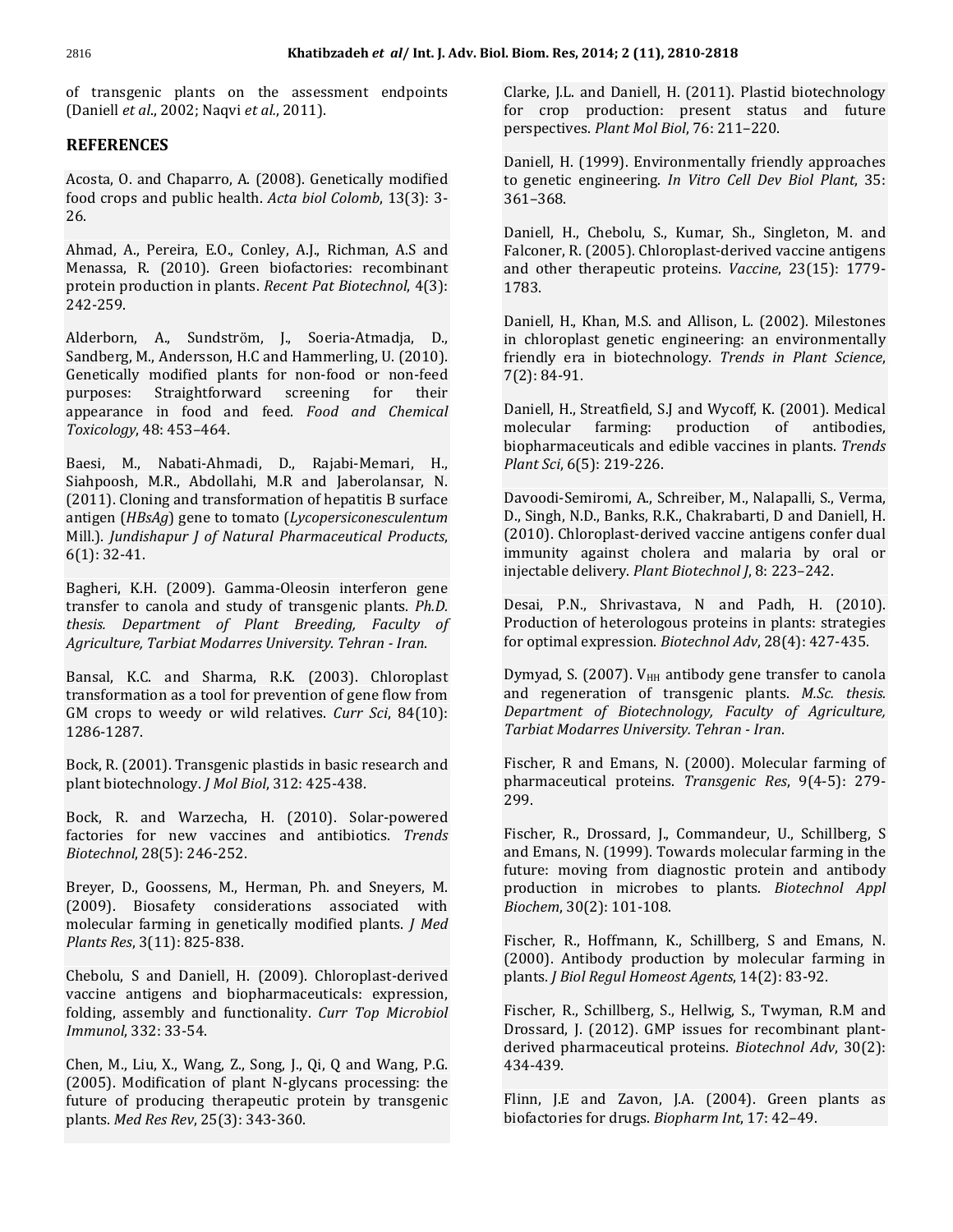of transgenic plants on the assessment endpoints (Daniell *et al*., 2002; Naqvi *et al*., 2011).

## REFERENCES

Acosta, O. and Chaparro, A. (2008). Genetically modified food crops and public health. *Acta biol Colomb*, 13(3): 3-26.

Ahmad, A., Pereira, E.O., Conley, A.J., Richman, A.S and Menassa, R. (2010). Green biofactories: recombinant protein production in plants. *Recent Pat Biotechnol*, 4(3): 242-259.

Alderborn, A., Sundström, J., Soeria-Atmadja, D., Sandberg, M., Andersson, H.C and Hammerling, U. (2010). Genetically modified plants for non-food or non-feed purposes: Straightforward screening for their appearance in food and feed. *Food and Chemical Toxicology*, 48: 453–464.

Baesi, M., Nabati-Ahmadi, D., Rajabi-Memari, H., Siahpoosh, M.R., Abdollahi, M.R and Jaberolansar, N. (2011). Cloning and transformation of hepatitis B surface antigen (*HBsAg*) gene to tomato (*Lycopersiconesculentum* Mill.). *Jundishapur J of Natural Pharmaceutical Products*, 6(1): 32-41.

Bagheri, K.H. (2009). Gamma-Oleosin interferon gene transfer to canola and study of transgenic plants. *Ph.D. thesis. Department of Plant Breeding, Faculty of Agriculture, Tarbiat Modarres University. Tehran - Iran*.

Bansal, K.C. and Sharma, R.K. (2003). Chloroplast transformation as a tool for prevention of gene flow from GM crops to weedy or wild relatives. *Curr Sci*, 84(10): 1286-1287.

Bock, R. (2001). Transgenic plastids in basic research and plant biotechnology. *J Mol Biol*, 312: 425-438.

Bock, R. and Warzecha, H. (2010). Solar-powered factories for new vaccines and antibiotics. *Trends Biotechnol*, 28(5): 246-252.

Breyer, D., Goossens, M., Herman, Ph. and Sneyers, M. (2009). Biosafety considerations associated with molecular farming in genetically modified plants. *J Med Plants Res*, 3(11): 825-838.

Chebolu, S and Daniell, H. (2009). Chloroplast-derived vaccine antigens and biopharmaceuticals: expression, folding, assembly and functionality. *Curr Top Microbiol Immunol*, 332: 33-54.

Chen, M., Liu, X., Wang, Z., Song, J., Qi, Q and Wang, P.G. (2005). Modification of plant N-glycans processing: the future of producing therapeutic protein by transgenic plants. *Med Res Rev*, 25(3): 343-360.

Clarke, J.L. and Daniell, H. (2011). Plastid biotechnology for crop production: present status and future perspectives. *Plant Mol Biol*, 76: 211–220.

Daniell, H. (1999). Environmentally friendly approaches to genetic engineering. *In Vitro Cell Dev Biol Plant*, 35: 361–368.

Daniell, H., Chebolu, S., Kumar, Sh., Singleton, M. and Falconer, R. (2005). Chloroplast-derived vaccine antigens and other therapeutic proteins. *Vaccine*, 23(15): 1779-1783.

Daniell, H., Khan, M.S. and Allison, L. (2002). Milestones in chloroplast genetic engineering: an environmentally friendly era in biotechnology. *Trends in Plant Science*, 7(2): 84-91.

Daniell, H., Streatfield, S.J and Wycoff, K. (2001). Medical molecular farming: production of antibodies, biopharmaceuticals and edible vaccines in plants. *Trends Plant Sci*, 6(5): 219-226.

Davoodi-Semiromi, A., Schreiber, M., Nalapalli, S., Verma, D., Singh, N.D., Banks, R.K., Chakrabarti, D and Daniell, H. (2010). Chloroplast-derived vaccine antigens confer dual immunity against cholera and malaria by oral or injectable delivery. *Plant Biotechnol J*, 8: 223–242.

Desai, P.N., Shrivastava, N and Padh, H. (2010). Production of heterologous proteins in plants: strategies for optimal expression. *Biotechnol Adv*, 28(4): 427-435.

Dymyad, S. (2007). $V_{HH}$ antibody gene transfer to canola and regeneration of transgenic plants. *M.Sc. thesis. Department of Biotechnology, Faculty of Agriculture, Tarbiat Modarres University. Tehran - Iran*.

Fischer, R and Emans, N. (2000). Molecular farming of pharmaceutical proteins. *Transgenic Res*, 9(4-5): 279-299.

Fischer, R., Drossard, J., Commandeur, U., Schillberg, S and Emans, N. (1999). Towards molecular farming in the future: moving from diagnostic protein and antibody production in microbes to plants. *Biotechnol Appl Biochem*, 30(2): 101-108.

Fischer, R., Hoffmann, K., Schillberg, S and Emans, N. (2000). Antibody production by molecular farming in plants. *J Biol Regul Homeost Agents*, 14(2): 83-92.

Fischer, R., Schillberg, S., Hellwig, S., Twyman, R.M and Drossard, J. (2012). GMP issues for recombinant plant-derived pharmaceutical proteins. *Biotechnol Adv*, 30(2): 434-439.

Flinn, J.E and Zavon, J.A. (2004). Green plants as biofactories for drugs. *Biopharm Int*, 17: 42–49.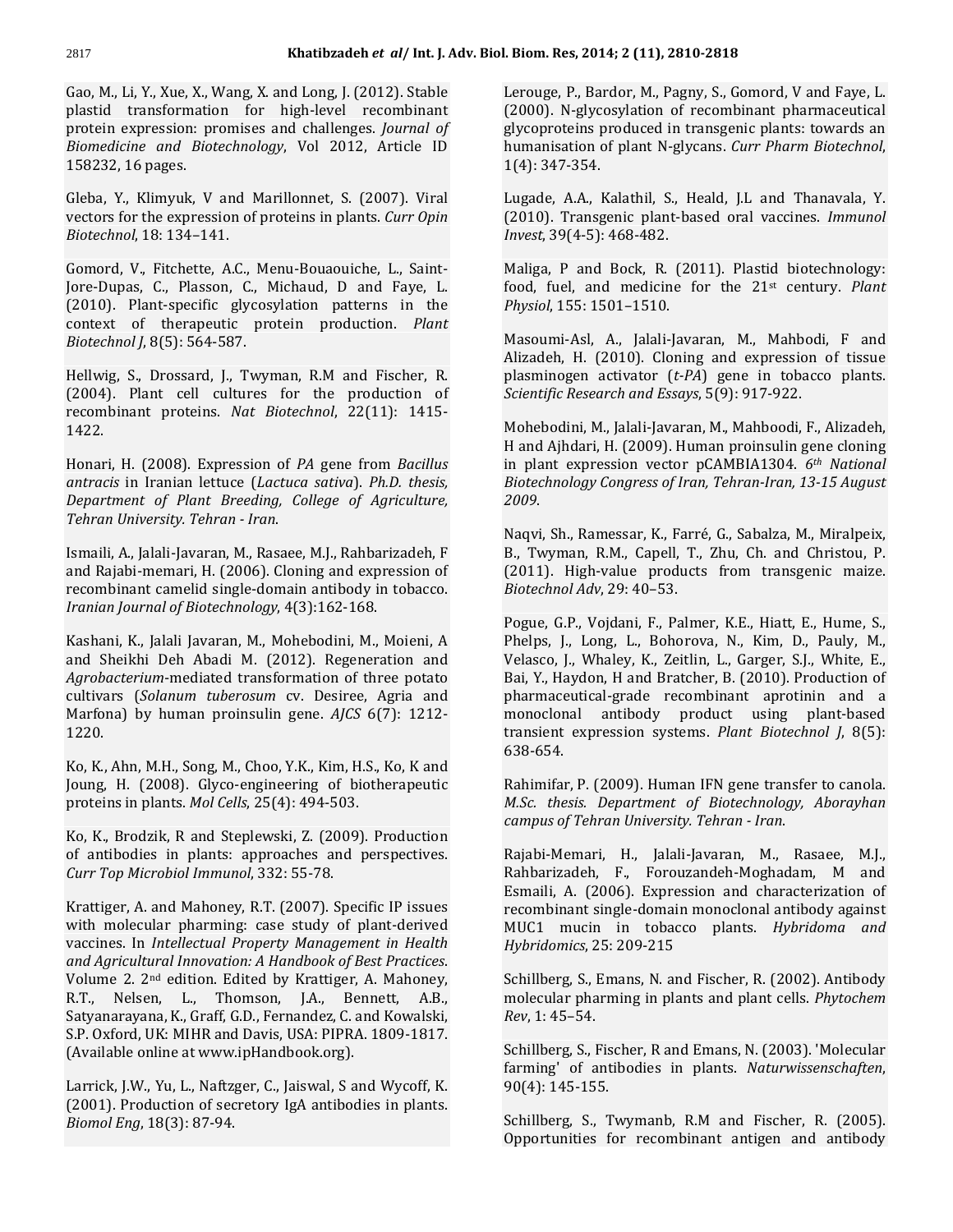Gao, M., Li, Y., Xue, X., Wang, X. and Long, J. (2012). Stable plastid transformation for high-level recombinant protein expression: promises and challenges. *Journal of Biomedicine and Biotechnology*, Vol 2012, Article ID 158232, 16 pages.

Gleba, Y., Klimyuk, V and Marillonnet, S. (2007). Viral vectors for the expression of proteins in plants. *Curr Opin Biotechnol*, 18: 134–141.

Gomord, V., Fitchette, A.C., Menu-Bouaouiche, L., Saint-Jore-Dupas, C., Plasson, C., Michaud, D and Faye, L. (2010). Plant-specific glycosylation patterns in the context of therapeutic protein production. *Plant Biotechnol J*, 8(5): 564-587.

Hellwig, S., Drossard, J., Twyman, R.M and Fischer, R. (2004). Plant cell cultures for the production of recombinant proteins. *Nat Biotechnol*, 22(11): 1415-1422.

Honari, H. (2008). Expression of *PA* gene from *Bacillus antracis* in Iranian lettuce (*Lactuca sativa*). *Ph.D. thesis, Department of Plant Breeding, College of Agriculture, Tehran University. Tehran - Iran*.

Ismaili, A., Jalali-Javaran, M., Rasaee, M.J., Rahbarizadeh, F and Rajabi-memari, H. (2006). Cloning and expression of recombinant camelid single-domain antibody in tobacco. *Iranian Journal of Biotechnology*, 4(3):162-168.

Kashani, K., Jalali Javaran, M., Mohebodini, M., Moieni, A and Sheikhi Deh Abadi M. (2012). Regeneration and *Agrobacterium*-mediated transformation of three potato cultivars (*Solanum tuberosum* cv. Desiree, Agria and Marfona) by human proinsulin gene. *AJCS* 6(7): 1212-1220.

Ko, K., Ahn, M.H., Song, M., Choo, Y.K., Kim, H.S., Ko, K and Joung, H. (2008). Glyco-engineering of biotherapeutic proteins in plants. *Mol Cells*, 25(4): 494-503.

Ko, K., Brodzik, R and Steplewski, Z. (2009). Production of antibodies in plants: approaches and perspectives. *Curr Top Microbiol Immunol*, 332: 55-78.

Krattiger, A. and Mahoney, R.T. (2007). Specific IP issues with molecular pharming: case study of plant-derived vaccines. In *Intellectual Property Management in Health and Agricultural Innovation: A Handbook of Best Practices*. Volume 2. 2nd edition. Edited by Krattiger, A. Mahoney, R.T., Nelsen, L., Thomson, J.A., Bennett, A.B., Satyanarayana, K., Graff, G.D., Fernandez, C. and Kowalski, S.P. Oxford, UK: MIHR and Davis, USA: PIPRA. 1809-1817. (Available online at www.ipHandbook.org).

Larrick, J.W., Yu, L., Naftzger, C., Jaiswal, S and Wycoff, K. (2001). Production of secretory IgA antibodies in plants. *Biomol Eng*, 18(3): 87-94.

Lerouge, P., Bardor, M., Pagny, S., Gomord, V and Faye, L. (2000). N-glycosylation of recombinant pharmaceutical glycoproteins produced in transgenic plants: towards an humanisation of plant N-glycans. *Curr Pharm Biotechnol*, 1(4): 347-354.

Lugade, A.A., Kalathil, S., Heald, J.L and Thanavala, Y. (2010). Transgenic plant-based oral vaccines. *Immunol Invest*, 39(4-5): 468-482.

Maliga, P and Bock, R. (2011). Plastid biotechnology: food, fuel, and medicine for the 21st century. *Plant Physiol*, 155: 1501–1510.

Masoumi-Asl, A., Jalali-Javaran, M., Mahbodi, F and Alizadeh, H. (2010). Cloning and expression of tissue plasminogen activator (*t-PA*) gene in tobacco plants. *Scientific Research and Essays*, 5(9): 917-922.

Mohebodini, M., Jalali-Javaran, M., Mahboodi, F., Alizadeh, H and Ajhdari, H. (2009). Human proinsulin gene cloning in plant expression vector pCAMBIA1304. *6th National Biotechnology Congress of Iran, Tehran-Iran, 13-15 August 2009*.

Naqvi, Sh., Ramessar, K., Farré, G., Sabalza, M., Miralpeix, B., Twyman, R.M., Capell, T., Zhu, Ch. and Christou, P. (2011). High-value products from transgenic maize. *Biotechnol Adv*, 29: 40–53.

Pogue, G.P., Vojdani, F., Palmer, K.E., Hiatt, E., Hume, S., Phelps, J., Long, L., Bohorova, N., Kim, D., Pauly, M., Velasco, J., Whaley, K., Zeitlin, L., Garger, S.J., White, E., Bai, Y., Haydon, H and Bratcher, B. (2010). Production of pharmaceutical-grade recombinant aprotinin and a monoclonal antibody product using plant-based transient expression systems. *Plant Biotechnol J*, 8(5): 638-654.

Rahimifar, P. (2009). Human IFN gene transfer to canola. *M.Sc. thesis. Department of Biotechnology, Aborayhan campus of Tehran University. Tehran - Iran*.

Rajabi-Memari, H., Jalali-Javaran, M., Rasaee, M.J., Rahbarizadeh, F., Forouzandeh-Moghadam, M and Esmaili, A. (2006). Expression and characterization of recombinant single-domain monoclonal antibody against MUC1 mucin in tobacco plants. *Hybridoma and Hybridomics*, 25: 209-215

Schillberg, S., Emans, N. and Fischer, R. (2002). Antibody molecular pharming in plants and plant cells. *Phytochem Rev*, 1: 45–54.

Schillberg, S., Fischer, R and Emans, N. (2003). 'Molecular farming' of antibodies in plants. *Naturwissenschaften*, 90(4): 145-155.

Schillberg, S., Twymanb, R.M and Fischer, R. (2005). Opportunities for recombinant antigen and antibody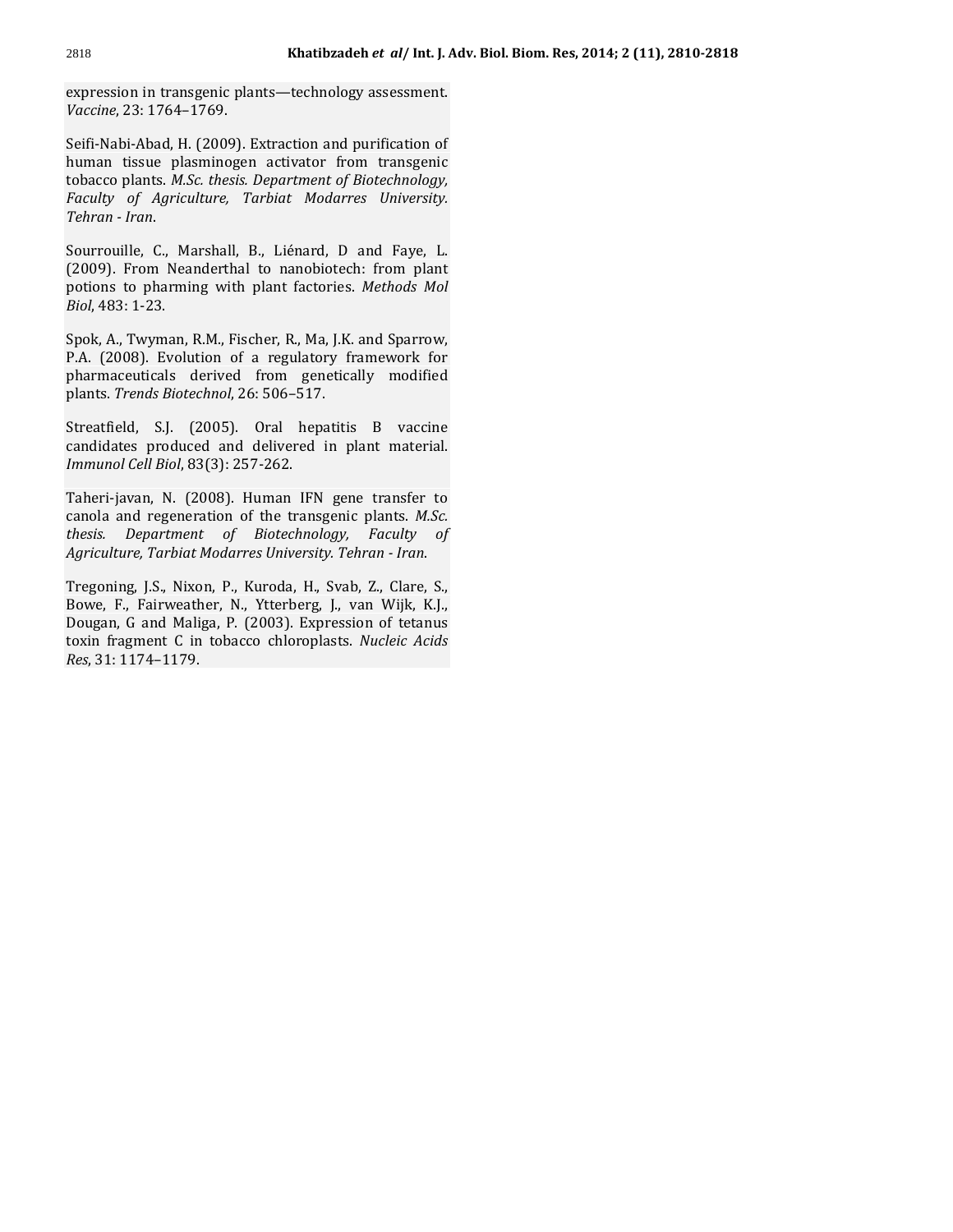expression in transgenic plants—technology assessment. *Vaccine*, 23: 1764–1769.

Seifi-Nabi-Abad, H. (2009). Extraction and purification of human tissue plasminogen activator from transgenic tobacco plants. *M.Sc. thesis. Department of Biotechnology, Faculty of Agriculture, Tarbiat Modarres University. Tehran - Iran*.

Sourrouille, C., Marshall, B., Liénard, D and Faye, L. (2009). From Neanderthal to nanobiotech: from plant potions to pharming with plant factories. *Methods Mol Biol*, 483: 1-23.

Spok, A., Twyman, R.M., Fischer, R., Ma, J.K. and Sparrow, P.A. (2008). Evolution of a regulatory framework for pharmaceuticals derived from genetically modified plants. *Trends Biotechnol*, 26: 506–517.

Streatfield, S.J. (2005). Oral hepatitis B vaccine candidates produced and delivered in plant material. *Immunol Cell Biol*, 83(3): 257-262.

Taheri-javan, N. (2008). Human IFN gene transfer to canola and regeneration of the transgenic plants. *M.Sc. thesis. Department of Biotechnology, Faculty of Agriculture, Tarbiat Modarres University. Tehran - Iran*.

Tregoning, J.S., Nixon, P., Kuroda, H., Svab, Z., Clare, S., Bowe, F., Fairweather, N., Ytterberg, J., van Wijk, K.J., Dougan, G and Maliga, P. (2003). Expression of tetanus toxin fragment C in tobacco chloroplasts. *Nucleic Acids Res*, 31: 1174–1179.